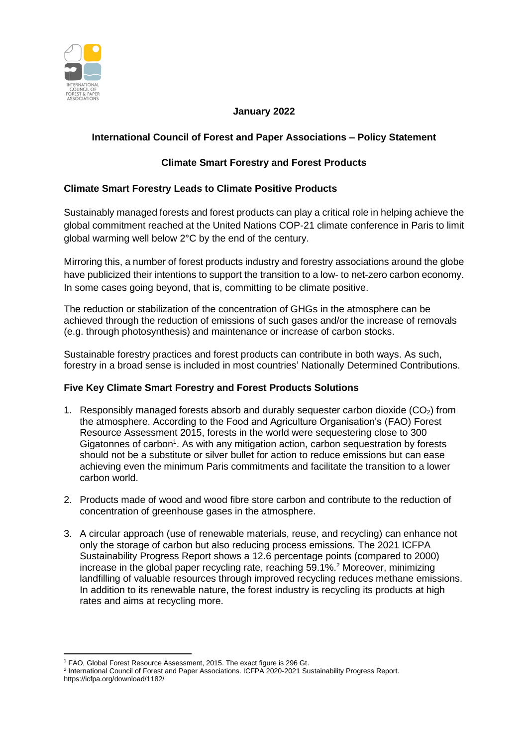**January 2022**

**International Council of Forest and Paper Associations – Policy Statement**

**Climate Smart Forestry and Forest Products**

## Climate Smart Forestry Leads to Climate Positive Products

Sustainably managed forests and forest products can play a critical role in helping achieve the global commitment reached at the United Nations COP-21 climate conference in Paris to limit global warming well below 2°C by the end of the century.

Mirroring this, a number of forest products industry and forestry associations around the globe have publicized their intentions to support the transition to a low- to net-zero carbon economy. In some cases going beyond, that is, committing to be climate positive.

The reduction or stabilization of the concentration of GHGs in the atmosphere can be achieved through the reduction of emissions of such gases and/or the increase of removals (e.g. through photosynthesis) and maintenance or increase of carbon stocks.

Sustainable forestry practices and forest products can contribute in both ways. As such, forestry in a broad sense is included in most countries' Nationally Determined Contributions.

## Five Key Climate Smart Forestry and Forest Products Solutions

1. Responsibly managed forests absorb and durably sequester carbon dioxide ($CO_2$) from the atmosphere. According to the Food and Agriculture Organisation's (FAO) Forest Resource Assessment 2015, forests in the world were sequestering close to 300 Gigatonnes of carbon[1]. As with any mitigation action, carbon sequestration by forests should not be a substitute or silver bullet for action to reduce emissions but can ease achieving even the minimum Paris commitments and facilitate the transition to a lower carbon world.

2. Products made of wood and wood fibre store carbon and contribute to the reduction of concentration of greenhouse gases in the atmosphere.

3. A circular approach (use of renewable materials, reuse, and recycling) can enhance not only the storage of carbon but also reducing process emissions. The 2021 ICFPA Sustainability Progress Report shows a 12.6 percentage points (compared to 2000) increase in the global paper recycling rate, reaching 59.1%.[2] Moreover, minimizing landfilling of valuable resources through improved recycling reduces methane emissions. In addition to its renewable nature, the forest industry is recycling its products at high rates and aims at recycling more.

---

[1] FAO, Global Forest Resource Assessment, 2015. The exact figure is 296 Gt.

[2] International Council of Forest and Paper Associations. ICFPA 2020-2021 Sustainability Progress Report. https://icfpa.org/download/1182/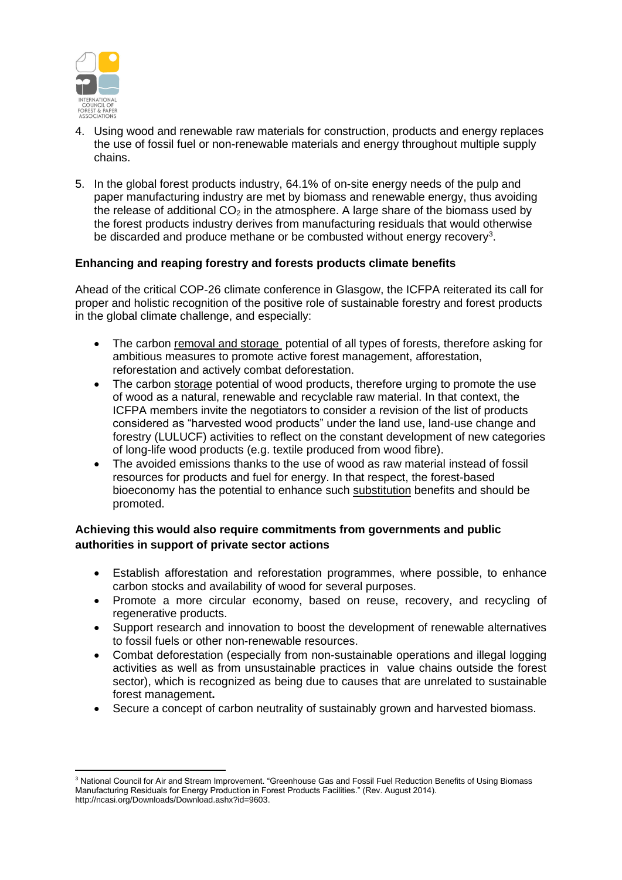4. Using wood and renewable raw materials for construction, products and energy replaces the use of fossil fuel or non-renewable materials and energy throughout multiple supply chains.

5. In the global forest products industry, 64.1% of on-site energy needs of the pulp and paper manufacturing industry are met by biomass and renewable energy, thus avoiding the release of additional $CO_2$ in the atmosphere. A large share of the biomass used by the forest products industry derives from manufacturing residuals that would otherwise be discarded and produce methane or be combusted without energy recovery[3].

**Enhancing and reaping forestry and forests products climate benefits**

Ahead of the critical COP-26 climate conference in Glasgow, the ICFPA reiterated its call for proper and holistic recognition of the positive role of sustainable forestry and forest products in the global climate challenge, and especially:

- The carbon removal and storage potential of all types of forests, therefore asking for ambitious measures to promote active forest management, afforestation, reforestation and actively combat deforestation.
- The carbon storage potential of wood products, therefore urging to promote the use of wood as a natural, renewable and recyclable raw material. In that context, the ICFPA members invite the negotiators to consider a revision of the list of products considered as "harvested wood products" under the land use, land-use change and forestry (LULUCF) activities to reflect on the constant development of new categories of long-life wood products (e.g. textile produced from wood fibre).
- The avoided emissions thanks to the use of wood as raw material instead of fossil resources for products and fuel for energy. In that respect, the forest-based bioeconomy has the potential to enhance such substitution benefits and should be promoted.

**Achieving this would also require commitments from governments and public authorities in support of private sector actions**

- Establish afforestation and reforestation programmes, where possible, to enhance carbon stocks and availability of wood for several purposes.
- Promote a more circular economy, based on reuse, recovery, and recycling of regenerative products.
- Support research and innovation to boost the development of renewable alternatives to fossil fuels or other non-renewable resources.
- Combat deforestation (especially from non-sustainable operations and illegal logging activities as well as from unsustainable practices in value chains outside the forest sector), which is recognized as being due to causes that are unrelated to sustainable forest management**.**
- Secure a concept of carbon neutrality of sustainably grown and harvested biomass.

[3] National Council for Air and Stream Improvement. "Greenhouse Gas and Fossil Fuel Reduction Benefits of Using Biomass Manufacturing Residuals for Energy Production in Forest Products Facilities." (Rev. August 2014). http://ncasi.org/Downloads/Download.ashx?id=9603.